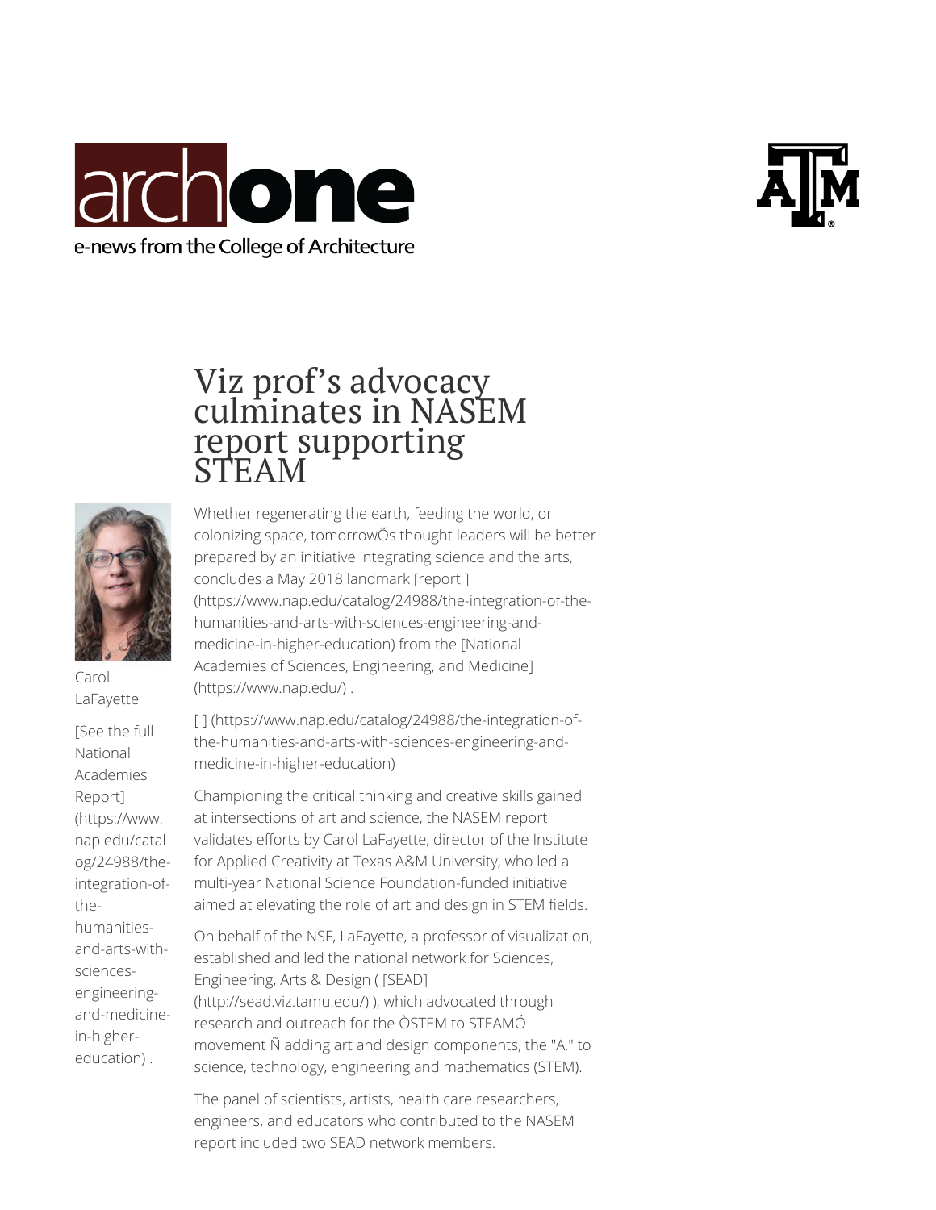archone

e-news from the College of Architecture

# Viz prof's advocacy culminates in NASEM report supporting STEAM

Carol LaFayette

[See the full National Academies Report] (https://www.nap.edu/catalog/24988/the-integration-of-the-humanities-and-arts-with-sciences-engineering-and-medicine-in-higher-education) .

Whether regenerating the earth, feeding the world, or colonizing space, tomorrowÕs thought leaders will be better prepared by an initiative integrating science and the arts, concludes a May 2018 landmark [report ] (https://www.nap.edu/catalog/24988/the-integration-of-the-humanities-and-arts-with-sciences-engineering-and-medicine-in-higher-education) from the [National Academies of Sciences, Engineering, and Medicine] (https://www.nap.edu/) .

[ ] (https://www.nap.edu/catalog/24988/the-integration-of-the-humanities-and-arts-with-sciences-engineering-and-medicine-in-higher-education)

Championing the critical thinking and creative skills gained at intersections of art and science, the NASEM report validates efforts by Carol LaFayette, director of the Institute for Applied Creativity at Texas A&M University, who led a multi-year National Science Foundation-funded initiative aimed at elevating the role of art and design in STEM fields.

On behalf of the NSF, LaFayette, a professor of visualization, established and led the national network for Sciences, Engineering, Arts & Design ( [SEAD] (http://sead.viz.tamu.edu/) ), which advocated through research and outreach for the ÒSTEM to STEAMÓ movement Ñ adding art and design components, the "A," to science, technology, engineering and mathematics (STEM).

The panel of scientists, artists, health care researchers, engineers, and educators who contributed to the NASEM report included two SEAD network members.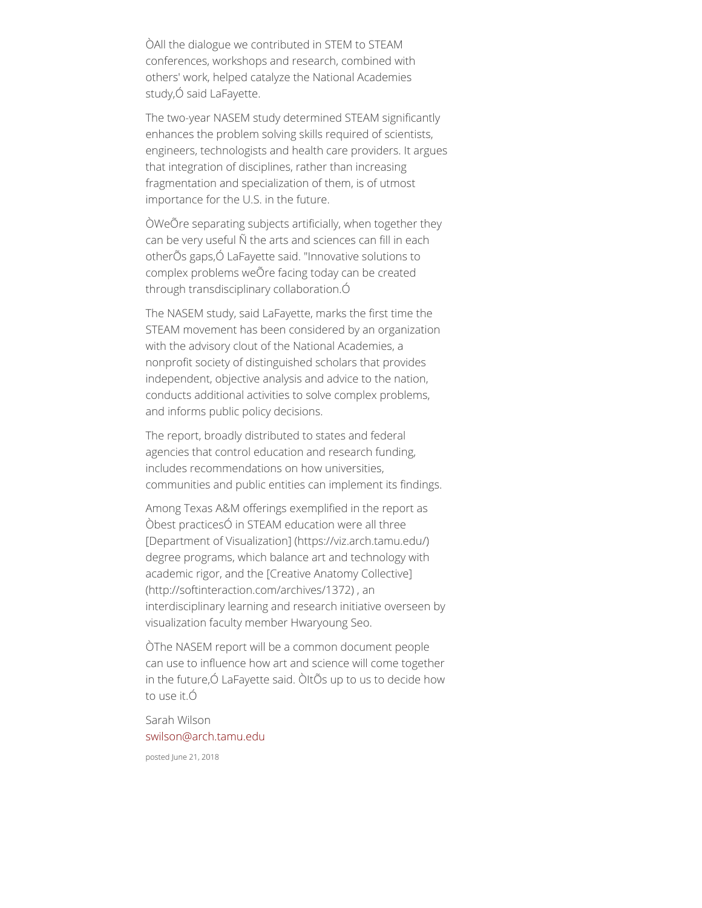ÒAll the dialogue we contributed in STEM to STEAM conferences, workshops and research, combined with others' work, helped catalyze the National Academies study,Ó said LaFayette.

The two-year NASEM study determined STEAM significantly enhances the problem solving skills required of scientists, engineers, technologists and health care providers. It argues that integration of disciplines, rather than increasing fragmentation and specialization of them, is of utmost importance for the U.S. in the future.

ÒWeÕre separating subjects artificially, when together they can be very useful Ñ the arts and sciences can fill in each otherÕs gaps,Ó LaFayette said. "Innovative solutions to complex problems weÕre facing today can be created through transdisciplinary collaboration.Ó

The NASEM study, said LaFayette, marks the first time the STEAM movement has been considered by an organization with the advisory clout of the National Academies, a nonprofit society of distinguished scholars that provides independent, objective analysis and advice to the nation, conducts additional activities to solve complex problems, and informs public policy decisions.

The report, broadly distributed to states and federal agencies that control education and research funding, includes recommendations on how universities, communities and public entities can implement its findings.

Among Texas A&M offerings exemplified in the report as Òbest practicesÓ in STEAM education were all three [Department of Visualization] (https://viz.arch.tamu.edu/) degree programs, which balance art and technology with academic rigor, and the [Creative Anatomy Collective] (http://softinteraction.com/archives/1372) , an interdisciplinary learning and research initiative overseen by visualization faculty member Hwaryoung Seo.

ÒThe NASEM report will be a common document people can use to influence how art and science will come together in the future,Ó LaFayette said. ÒItÕs up to us to decide how to use it.Ó

Sarah Wilson
swilson@arch.tamu.edu

posted June 21, 2018